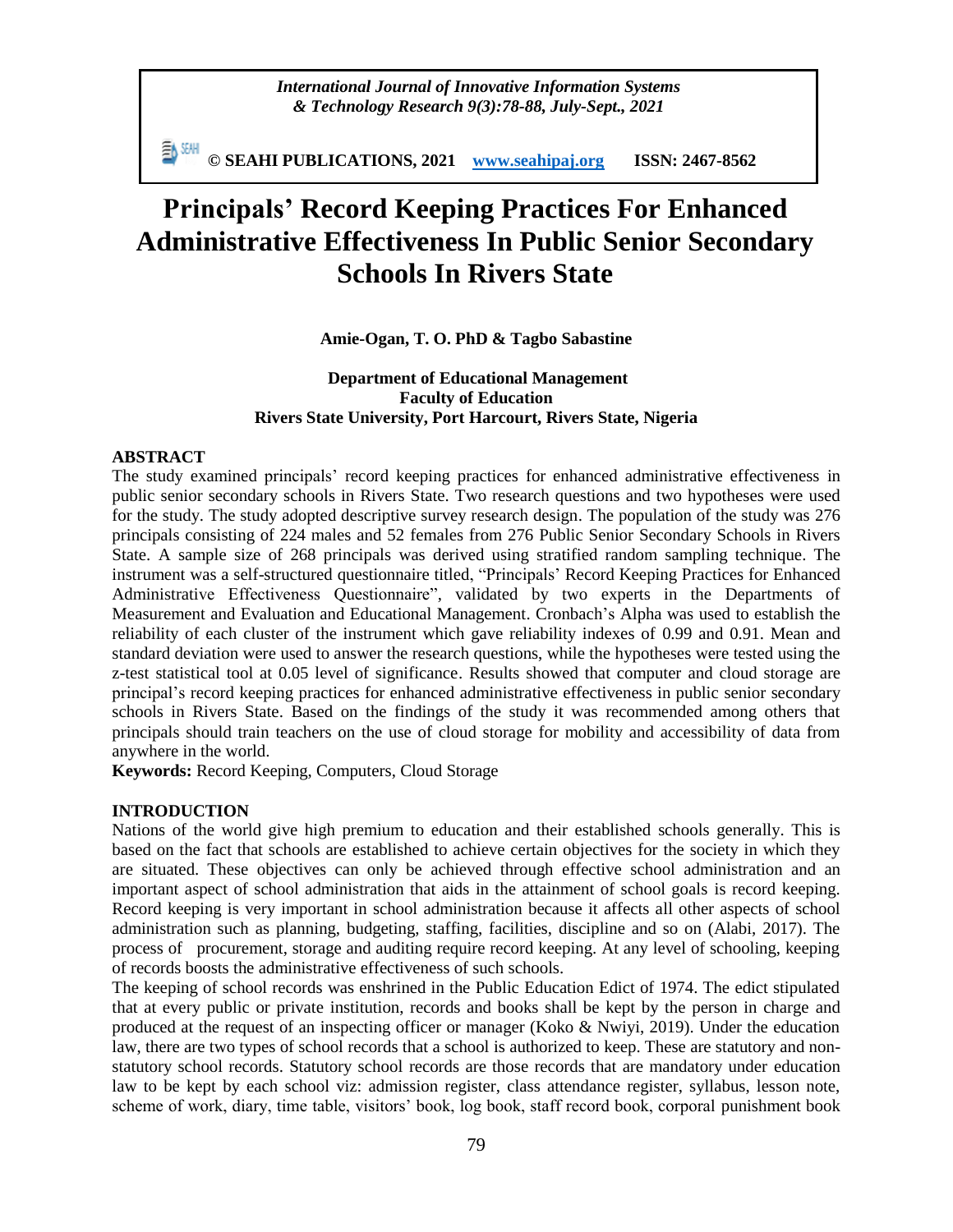# Principals' Record Keeping Practices For Enhanced Administrative Effectiveness In Public Senior Secondary Schools In Rivers State

**Amie-Ogan, T. O. PhD & Tagbo Sabastine**

**Department of Educational Management**
**Faculty of Education**
**Rivers State University, Port Harcourt, Rivers State, Nigeria**

## ABSTRACT

The study examined principals' record keeping practices for enhanced administrative effectiveness in public senior secondary schools in Rivers State. Two research questions and two hypotheses were used for the study. The study adopted descriptive survey research design. The population of the study was 276 principals consisting of 224 males and 52 females from 276 Public Senior Secondary Schools in Rivers State. A sample size of 268 principals was derived using stratified random sampling technique. The instrument was a self-structured questionnaire titled, "Principals' Record Keeping Practices for Enhanced Administrative Effectiveness Questionnaire", validated by two experts in the Departments of Measurement and Evaluation and Educational Management. Cronbach's Alpha was used to establish the reliability of each cluster of the instrument which gave reliability indexes of 0.99 and 0.91. Mean and standard deviation were used to answer the research questions, while the hypotheses were tested using the z-test statistical tool at 0.05 level of significance. Results showed that computer and cloud storage are principal's record keeping practices for enhanced administrative effectiveness in public senior secondary schools in Rivers State. Based on the findings of the study it was recommended among others that principals should train teachers on the use of cloud storage for mobility and accessibility of data from anywhere in the world.

**Keywords:** Record Keeping, Computers, Cloud Storage

## INTRODUCTION

Nations of the world give high premium to education and their established schools generally. This is based on the fact that schools are established to achieve certain objectives for the society in which they are situated. These objectives can only be achieved through effective school administration and an important aspect of school administration that aids in the attainment of school goals is record keeping. Record keeping is very important in school administration because it affects all other aspects of school administration such as planning, budgeting, staffing, facilities, discipline and so on (Alabi, 2017). The process of procurement, storage and auditing require record keeping. At any level of schooling, keeping of records boosts the administrative effectiveness of such schools.

The keeping of school records was enshrined in the Public Education Edict of 1974. The edict stipulated that at every public or private institution, records and books shall be kept by the person in charge and produced at the request of an inspecting officer or manager (Koko & Nwiyi, 2019). Under the education law, there are two types of school records that a school is authorized to keep. These are statutory and non-statutory school records. Statutory school records are those records that are mandatory under education law to be kept by each school viz: admission register, class attendance register, syllabus, lesson note, scheme of work, diary, time table, visitors' book, log book, staff record book, corporal punishment book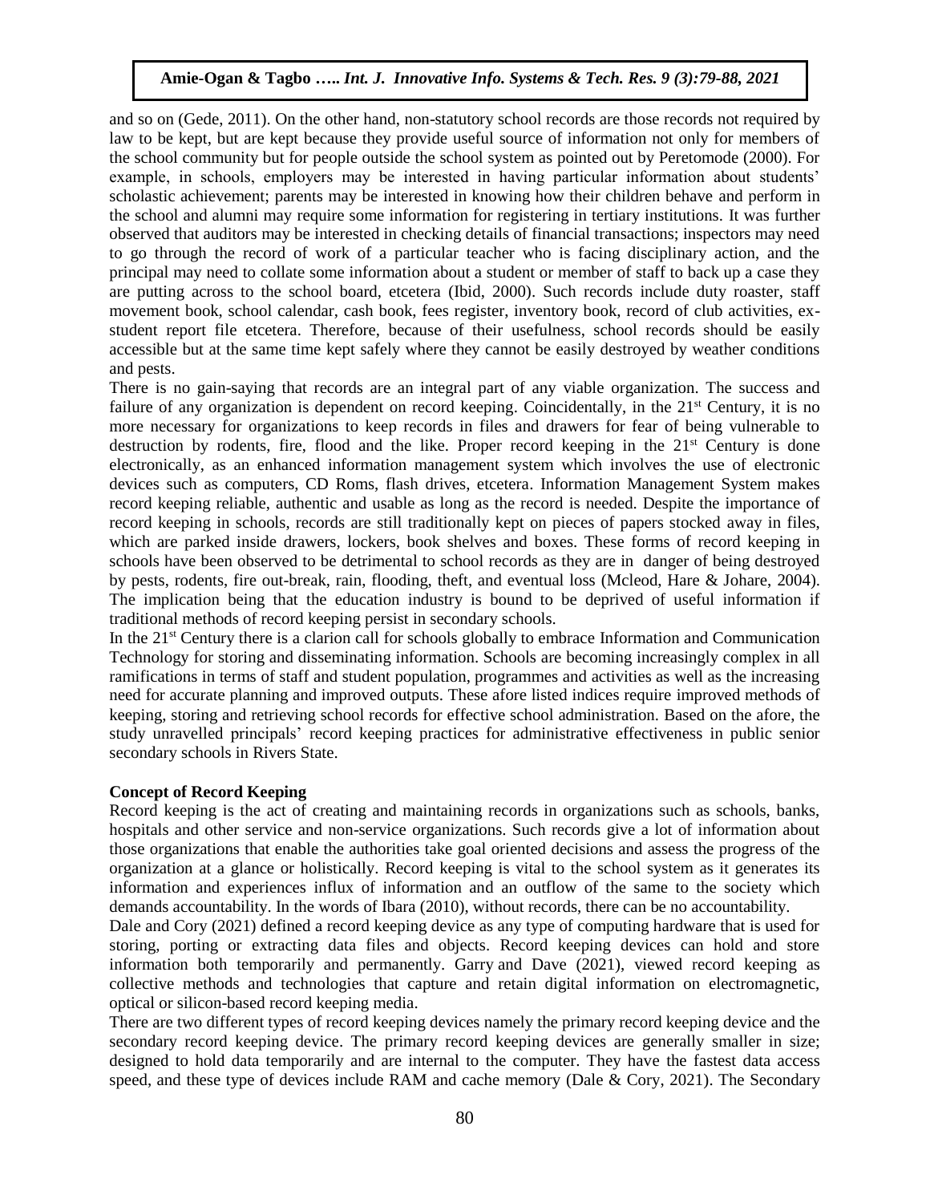and so on (Gede, 2011). On the other hand, non-statutory school records are those records not required by law to be kept, but are kept because they provide useful source of information not only for members of the school community but for people outside the school system as pointed out by Peretomode (2000). For example, in schools, employers may be interested in having particular information about students' scholastic achievement; parents may be interested in knowing how their children behave and perform in the school and alumni may require some information for registering in tertiary institutions. It was further observed that auditors may be interested in checking details of financial transactions; inspectors may need to go through the record of work of a particular teacher who is facing disciplinary action, and the principal may need to collate some information about a student or member of staff to back up a case they are putting across to the school board, etcetera (Ibid, 2000). Such records include duty roaster, staff movement book, school calendar, cash book, fees register, inventory book, record of club activities, ex-student report file etcetera. Therefore, because of their usefulness, school records should be easily accessible but at the same time kept safely where they cannot be easily destroyed by weather conditions and pests.

There is no gain-saying that records are an integral part of any viable organization. The success and failure of any organization is dependent on record keeping. Coincidentally, in the 21st Century, it is no more necessary for organizations to keep records in files and drawers for fear of being vulnerable to destruction by rodents, fire, flood and the like. Proper record keeping in the 21st Century is done electronically, as an enhanced information management system which involves the use of electronic devices such as computers, CD Roms, flash drives, etcetera. Information Management System makes record keeping reliable, authentic and usable as long as the record is needed. Despite the importance of record keeping in schools, records are still traditionally kept on pieces of papers stocked away in files, which are parked inside drawers, lockers, book shelves and boxes. These forms of record keeping in schools have been observed to be detrimental to school records as they are in danger of being destroyed by pests, rodents, fire out-break, rain, flooding, theft, and eventual loss (Mcleod, Hare & Johare, 2004). The implication being that the education industry is bound to be deprived of useful information if traditional methods of record keeping persist in secondary schools.

In the 21st Century there is a clarion call for schools globally to embrace Information and Communication Technology for storing and disseminating information. Schools are becoming increasingly complex in all ramifications in terms of staff and student population, programmes and activities as well as the increasing need for accurate planning and improved outputs. These afore listed indices require improved methods of keeping, storing and retrieving school records for effective school administration. Based on the afore, the study unravelled principals' record keeping practices for administrative effectiveness in public senior secondary schools in Rivers State.

**Concept of Record Keeping**

Record keeping is the act of creating and maintaining records in organizations such as schools, banks, hospitals and other service and non-service organizations. Such records give a lot of information about those organizations that enable the authorities take goal oriented decisions and assess the progress of the organization at a glance or holistically. Record keeping is vital to the school system as it generates its information and experiences influx of information and an outflow of the same to the society which demands accountability. In the words of Ibara (2010), without records, there can be no accountability.

Dale and Cory (2021) defined a record keeping device as any type of computing hardware that is used for storing, porting or extracting data files and objects. Record keeping devices can hold and store information both temporarily and permanently. Garry and Dave (2021), viewed record keeping as collective methods and technologies that capture and retain digital information on electromagnetic, optical or silicon-based record keeping media.

There are two different types of record keeping devices namely the primary record keeping device and the secondary record keeping device. The primary record keeping devices are generally smaller in size; designed to hold data temporarily and are internal to the computer. They have the fastest data access speed, and these type of devices include RAM and cache memory (Dale & Cory, 2021). The Secondary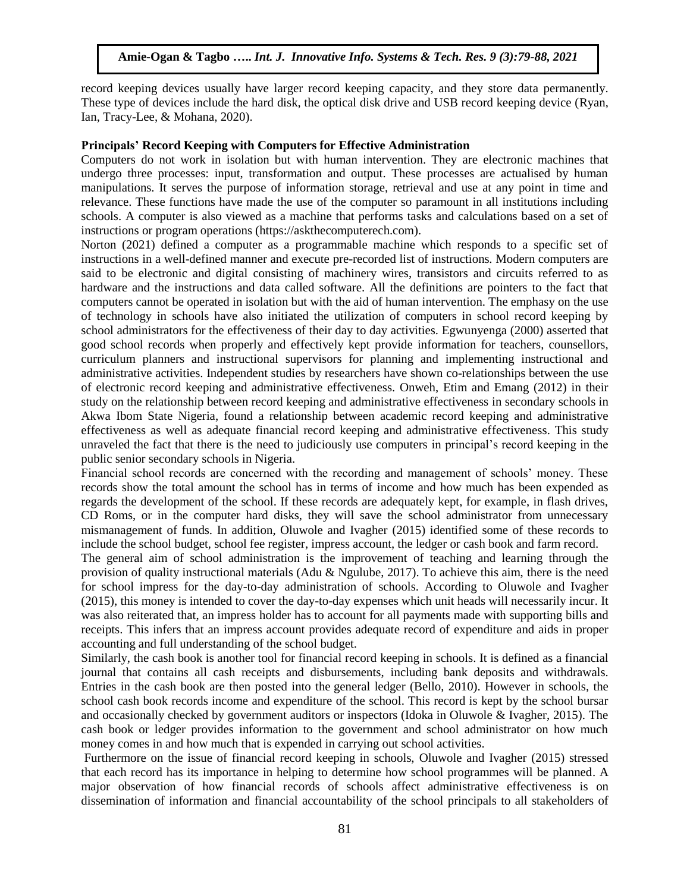record keeping devices usually have larger record keeping capacity, and they store data permanently. These type of devices include the hard disk, the optical disk drive and USB record keeping device (Ryan, Ian, Tracy-Lee, & Mohana, 2020).

**Principals' Record Keeping with Computers for Effective Administration**

Computers do not work in isolation but with human intervention. They are electronic machines that undergo three processes: input, transformation and output. These processes are actualised by human manipulations. It serves the purpose of information storage, retrieval and use at any point in time and relevance. These functions have made the use of the computer so paramount in all institutions including schools. A computer is also viewed as a machine that performs tasks and calculations based on a set of instructions or program operations (https://askthecomputerech.com).

Norton (2021) defined a computer as a programmable machine which responds to a specific set of instructions in a well-defined manner and execute pre-recorded list of instructions. Modern computers are said to be electronic and digital consisting of machinery wires, transistors and circuits referred to as hardware and the instructions and data called software. All the definitions are pointers to the fact that computers cannot be operated in isolation but with the aid of human intervention. The emphasy on the use of technology in schools have also initiated the utilization of computers in school record keeping by school administrators for the effectiveness of their day to day activities. Egwunyenga (2000) asserted that good school records when properly and effectively kept provide information for teachers, counsellors, curriculum planners and instructional supervisors for planning and implementing instructional and administrative activities. Independent studies by researchers have shown co-relationships between the use of electronic record keeping and administrative effectiveness. Onweh, Etim and Emang (2012) in their study on the relationship between record keeping and administrative effectiveness in secondary schools in Akwa Ibom State Nigeria, found a relationship between academic record keeping and administrative effectiveness as well as adequate financial record keeping and administrative effectiveness. This study unraveled the fact that there is the need to judiciously use computers in principal's record keeping in the public senior secondary schools in Nigeria.

Financial school records are concerned with the recording and management of schools' money. These records show the total amount the school has in terms of income and how much has been expended as regards the development of the school. If these records are adequately kept, for example, in flash drives, CD Roms, or in the computer hard disks, they will save the school administrator from unnecessary mismanagement of funds. In addition, Oluwole and Ivagher (2015) identified some of these records to include the school budget, school fee register, impress account, the ledger or cash book and farm record.

The general aim of school administration is the improvement of teaching and learning through the provision of quality instructional materials (Adu & Ngulube, 2017). To achieve this aim, there is the need for school impress for the day-to-day administration of schools. According to Oluwole and Ivagher (2015), this money is intended to cover the day-to-day expenses which unit heads will necessarily incur. It was also reiterated that, an impress holder has to account for all payments made with supporting bills and receipts. This infers that an impress account provides adequate record of expenditure and aids in proper accounting and full understanding of the school budget.

Similarly, the cash book is another tool for financial record keeping in schools. It is defined as a financial journal that contains all cash receipts and disbursements, including bank deposits and withdrawals. Entries in the cash book are then posted into the general ledger (Bello, 2010). However in schools, the school cash book records income and expenditure of the school. This record is kept by the school bursar and occasionally checked by government auditors or inspectors (Idoka in Oluwole & Ivagher, 2015). The cash book or ledger provides information to the government and school administrator on how much money comes in and how much that is expended in carrying out school activities.

Furthermore on the issue of financial record keeping in schools, Oluwole and Ivagher (2015) stressed that each record has its importance in helping to determine how school programmes will be planned. A major observation of how financial records of schools affect administrative effectiveness is on dissemination of information and financial accountability of the school principals to all stakeholders of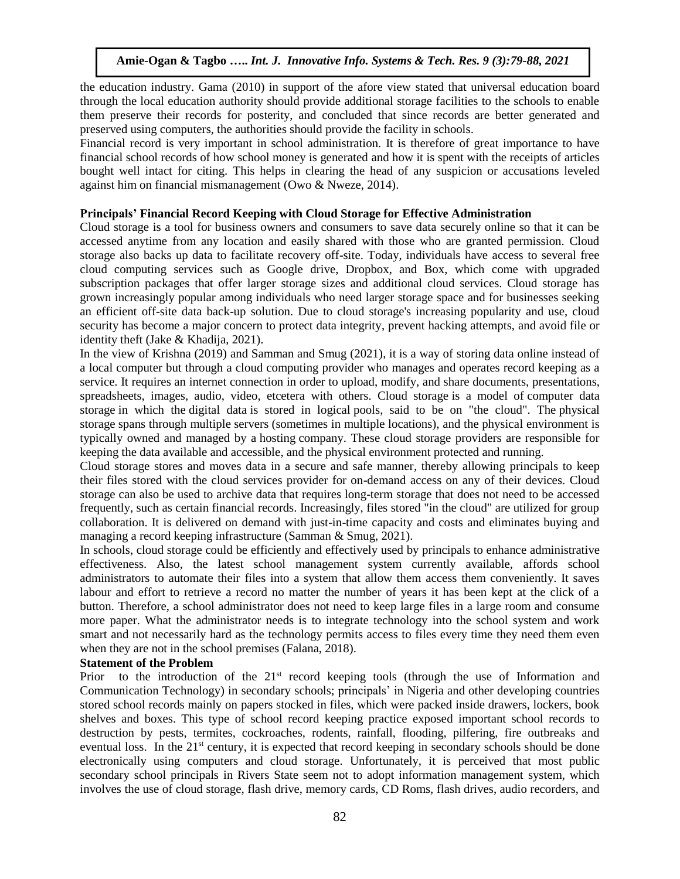the education industry. Gama (2010) in support of the afore view stated that universal education board through the local education authority should provide additional storage facilities to the schools to enable them preserve their records for posterity, and concluded that since records are better generated and preserved using computers, the authorities should provide the facility in schools.

Financial record is very important in school administration. It is therefore of great importance to have financial school records of how school money is generated and how it is spent with the receipts of articles bought well intact for citing. This helps in clearing the head of any suspicion or accusations leveled against him on financial mismanagement (Owo & Nweze, 2014).

**Principals' Financial Record Keeping with Cloud Storage for Effective Administration**

Cloud storage is a tool for business owners and consumers to save data securely online so that it can be accessed anytime from any location and easily shared with those who are granted permission. Cloud storage also backs up data to facilitate recovery off-site. Today, individuals have access to several free cloud computing services such as Google drive, Dropbox, and Box, which come with upgraded subscription packages that offer larger storage sizes and additional cloud services. Cloud storage has grown increasingly popular among individuals who need larger storage space and for businesses seeking an efficient off-site data back-up solution. Due to cloud storage's increasing popularity and use, cloud security has become a major concern to protect data integrity, prevent hacking attempts, and avoid file or identity theft (Jake & Khadija, 2021).

In the view of Krishna (2019) and Samman and Smug (2021), it is a way of storing data online instead of a local computer but through a cloud computing provider who manages and operates record keeping as a service. It requires an internet connection in order to upload, modify, and share documents, presentations, spreadsheets, images, audio, video, etcetera with others. Cloud storage is a model of computer data storage in which the digital data is stored in logical pools, said to be on "the cloud". The physical storage spans through multiple servers (sometimes in multiple locations), and the physical environment is typically owned and managed by a hosting company. These cloud storage providers are responsible for keeping the data available and accessible, and the physical environment protected and running.

Cloud storage stores and moves data in a secure and safe manner, thereby allowing principals to keep their files stored with the cloud services provider for on-demand access on any of their devices. Cloud storage can also be used to archive data that requires long-term storage that does not need to be accessed frequently, such as certain financial records. Increasingly, files stored "in the cloud" are utilized for group collaboration. It is delivered on demand with just-in-time capacity and costs and eliminates buying and managing a record keeping infrastructure (Samman & Smug, 2021).

In schools, cloud storage could be efficiently and effectively used by principals to enhance administrative effectiveness. Also, the latest school management system currently available, affords school administrators to automate their files into a system that allow them access them conveniently. It saves labour and effort to retrieve a record no matter the number of years it has been kept at the click of a button. Therefore, a school administrator does not need to keep large files in a large room and consume more paper. What the administrator needs is to integrate technology into the school system and work smart and not necessarily hard as the technology permits access to files every time they need them even when they are not in the school premises (Falana, 2018).

**Statement of the Problem**

Prior to the introduction of the 21st record keeping tools (through the use of Information and Communication Technology) in secondary schools; principals' in Nigeria and other developing countries stored school records mainly on papers stocked in files, which were packed inside drawers, lockers, book shelves and boxes. This type of school record keeping practice exposed important school records to destruction by pests, termites, cockroaches, rodents, rainfall, flooding, pilfering, fire outbreaks and eventual loss. In the 21st century, it is expected that record keeping in secondary schools should be done electronically using computers and cloud storage. Unfortunately, it is perceived that most public secondary school principals in Rivers State seem not to adopt information management system, which involves the use of cloud storage, flash drive, memory cards, CD Roms, flash drives, audio recorders, and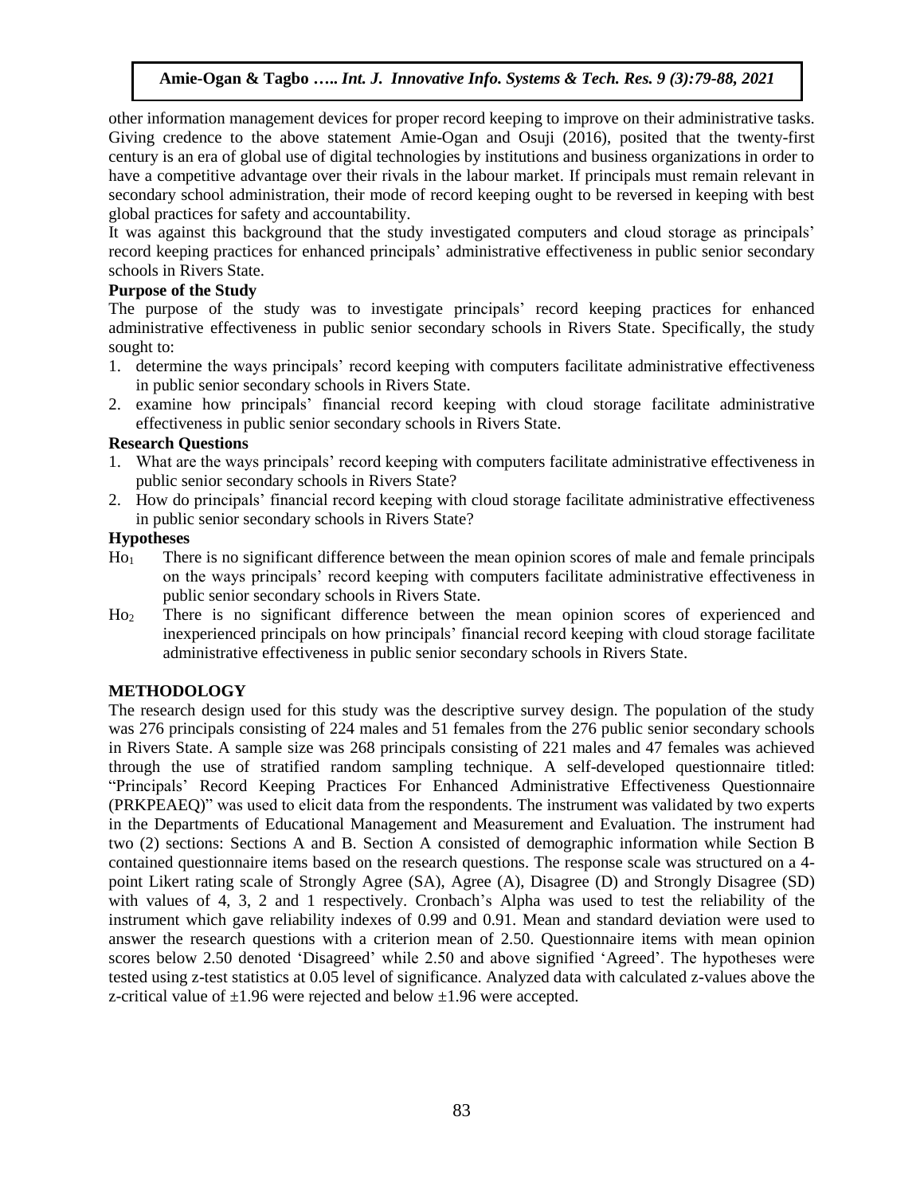other information management devices for proper record keeping to improve on their administrative tasks. Giving credence to the above statement Amie-Ogan and Osuji (2016), posited that the twenty-first century is an era of global use of digital technologies by institutions and business organizations in order to have a competitive advantage over their rivals in the labour market. If principals must remain relevant in secondary school administration, their mode of record keeping ought to be reversed in keeping with best global practices for safety and accountability.

It was against this background that the study investigated computers and cloud storage as principals' record keeping practices for enhanced principals' administrative effectiveness in public senior secondary schools in Rivers State.

**Purpose of the Study**

The purpose of the study was to investigate principals' record keeping practices for enhanced administrative effectiveness in public senior secondary schools in Rivers State. Specifically, the study sought to:

1. determine the ways principals' record keeping with computers facilitate administrative effectiveness in public senior secondary schools in Rivers State.
2. examine how principals' financial record keeping with cloud storage facilitate administrative effectiveness in public senior secondary schools in Rivers State.

**Research Questions**

1. What are the ways principals' record keeping with computers facilitate administrative effectiveness in public senior secondary schools in Rivers State?
2. How do principals' financial record keeping with cloud storage facilitate administrative effectiveness in public senior secondary schools in Rivers State?

**Hypotheses**

$Ho_1$ There is no significant difference between the mean opinion scores of male and female principals on the ways principals' record keeping with computers facilitate administrative effectiveness in public senior secondary schools in Rivers State.

$Ho_2$ There is no significant difference between the mean opinion scores of experienced and inexperienced principals on how principals' financial record keeping with cloud storage facilitate administrative effectiveness in public senior secondary schools in Rivers State.

## METHODOLOGY

The research design used for this study was the descriptive survey design. The population of the study was 276 principals consisting of 224 males and 51 females from the 276 public senior secondary schools in Rivers State. A sample size was 268 principals consisting of 221 males and 47 females was achieved through the use of stratified random sampling technique. A self-developed questionnaire titled: "Principals' Record Keeping Practices For Enhanced Administrative Effectiveness Questionnaire (PRKPEAEQ)" was used to elicit data from the respondents. The instrument was validated by two experts in the Departments of Educational Management and Measurement and Evaluation. The instrument had two (2) sections: Sections A and B. Section A consisted of demographic information while Section B contained questionnaire items based on the research questions. The response scale was structured on a 4-point Likert rating scale of Strongly Agree (SA), Agree (A), Disagree (D) and Strongly Disagree (SD) with values of 4, 3, 2 and 1 respectively. Cronbach's Alpha was used to test the reliability of the instrument which gave reliability indexes of 0.99 and 0.91. Mean and standard deviation were used to answer the research questions with a criterion mean of 2.50. Questionnaire items with mean opinion scores below 2.50 denoted 'Disagreed' while 2.50 and above signified 'Agreed'. The hypotheses were tested using z-test statistics at 0.05 level of significance. Analyzed data with calculated z-values above the z-critical value of $\pm1.96$ were rejected and below $\pm1.96$ were accepted.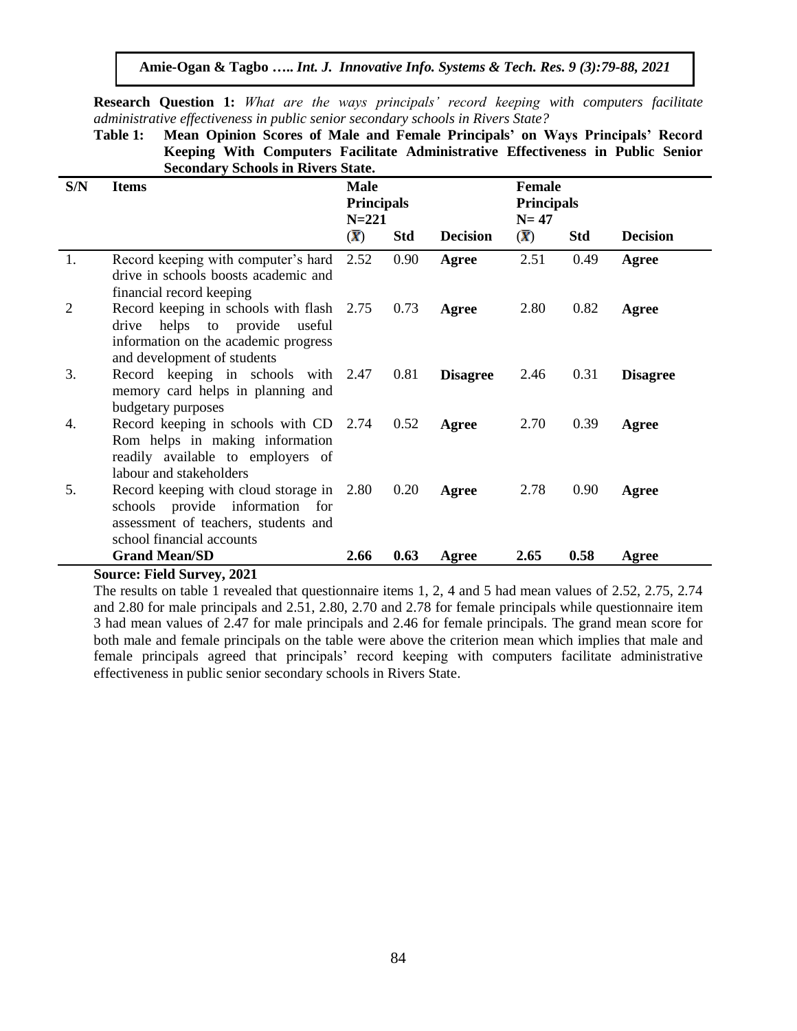**Research Question 1:** *What are the ways principals' record keeping with computers facilitate administrative effectiveness in public senior secondary schools in Rivers State?*

**Table 1: Mean Opinion Scores of Male and Female Principals' on Ways Principals' Record Keeping With Computers Facilitate Administrative Effectiveness in Public Senior Secondary Schools in Rivers State.**

| S/N | Items | Male Principals N=221 | | | Female Principals N= 47 | | |
|---|---|---|---|---|---|---|---|
| | | $(\bar{X})$ | Std | Decision | $(\bar{X})$ | Std | Decision |
| 1. | Record keeping with computer's hard drive in schools boosts academic and financial record keeping | 2.52 | 0.90 | **Agree** | 2.51 | 0.49 | **Agree** |
| 2 | Record keeping in schools with flash drive helps to provide useful information on the academic progress and development of students | 2.75 | 0.73 | **Agree** | 2.80 | 0.82 | **Agree** |
| 3. | Record keeping in schools with memory card helps in planning and budgetary purposes | 2.47 | 0.81 | **Disagree** | 2.46 | 0.31 | **Disagree** |
| 4. | Record keeping in schools with CD Rom helps in making information readily available to employers of labour and stakeholders | 2.74 | 0.52 | **Agree** | 2.70 | 0.39 | **Agree** |
| 5. | Record keeping with cloud storage in schools provide information for assessment of teachers, students and school financial accounts | 2.80 | 0.20 | **Agree** | 2.78 | 0.90 | **Agree** |
| | **Grand Mean/SD** | **2.66** | **0.63** | **Agree** | **2.65** | **0.58** | **Agree** |

**Source: Field Survey, 2021**

The results on table 1 revealed that questionnaire items 1, 2, 4 and 5 had mean values of 2.52, 2.75, 2.74 and 2.80 for male principals and 2.51, 2.80, 2.70 and 2.78 for female principals while questionnaire item 3 had mean values of 2.47 for male principals and 2.46 for female principals. The grand mean score for both male and female principals on the table were above the criterion mean which implies that male and female principals agreed that principals' record keeping with computers facilitate administrative effectiveness in public senior secondary schools in Rivers State.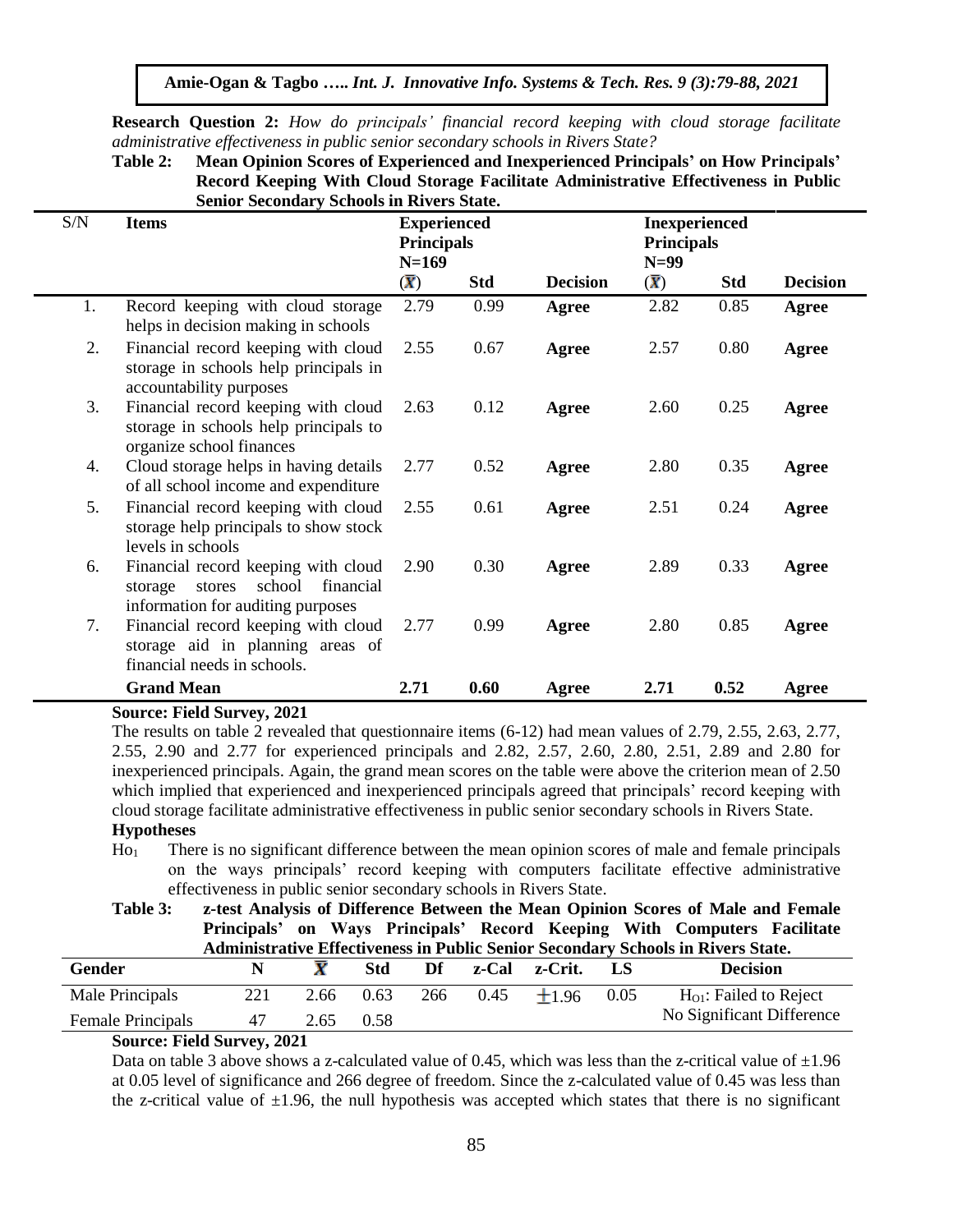**Research Question 2:** *How do principals' financial record keeping with cloud storage facilitate administrative effectiveness in public senior secondary schools in Rivers State?*

**Table 2: Mean Opinion Scores of Experienced and Inexperienced Principals' on How Principals' Record Keeping With Cloud Storage Facilitate Administrative Effectiveness in Public Senior Secondary Schools in Rivers State.**

| S/N | Items | Experienced Principals N=169 | | | Inexperienced Principals N=99 | | |
|---|---|---|---|---|---|---|---|
| | | ($\bar{X}$) | Std | Decision | ($\bar{X}$) | Std | Decision |
| 1. | Record keeping with cloud storage helps in decision making in schools | 2.79 | 0.99 | **Agree** | 2.82 | 0.85 | **Agree** |
| 2. | Financial record keeping with cloud storage in schools help principals in accountability purposes | 2.55 | 0.67 | **Agree** | 2.57 | 0.80 | **Agree** |
| 3. | Financial record keeping with cloud storage in schools help principals to organize school finances | 2.63 | 0.12 | **Agree** | 2.60 | 0.25 | **Agree** |
| 4. | Cloud storage helps in having details of all school income and expenditure | 2.77 | 0.52 | **Agree** | 2.80 | 0.35 | **Agree** |
| 5. | Financial record keeping with cloud storage help principals to show stock levels in schools | 2.55 | 0.61 | **Agree** | 2.51 | 0.24 | **Agree** |
| 6. | Financial record keeping with cloud storage stores school financial information for auditing purposes | 2.90 | 0.30 | **Agree** | 2.89 | 0.33 | **Agree** |
| 7. | Financial record keeping with cloud storage aid in planning areas of financial needs in schools. | 2.77 | 0.99 | **Agree** | 2.80 | 0.85 | **Agree** |
| | **Grand Mean** | **2.71** | **0.60** | **Agree** | **2.71** | **0.52** | **Agree** |

**Source: Field Survey, 2021**

The results on table 2 revealed that questionnaire items (6-12) had mean values of 2.79, 2.55, 2.63, 2.77, 2.55, 2.90 and 2.77 for experienced principals and 2.82, 2.57, 2.60, 2.80, 2.51, 2.89 and 2.80 for inexperienced principals. Again, the grand mean scores on the table were above the criterion mean of 2.50 which implied that experienced and inexperienced principals agreed that principals' record keeping with cloud storage facilitate administrative effectiveness in public senior secondary schools in Rivers State.

**Hypotheses**

$Ho_1$ There is no significant difference between the mean opinion scores of male and female principals on the ways principals' record keeping with computers facilitate effective administrative effectiveness in public senior secondary schools in Rivers State.

**Table 3: z-test Analysis of Difference Between the Mean Opinion Scores of Male and Female Principals' on Ways Principals' Record Keeping With Computers Facilitate Administrative Effectiveness in Public Senior Secondary Schools in Rivers State.**

| Gender | N | $\bar{X}$ | Std | Df | z-Cal | z-Crit. | LS | Decision |
|---|---|---|---|---|---|---|---|---|
| Male Principals | 221 | 2.66 | 0.63 | 266 | 0.45 | ±1.96 | 0.05 | $H_{O1}$: Failed to Reject |
| Female Principals | 47 | 2.65 | 0.58 | | | | | No Significant Difference |

**Source: Field Survey, 2021**

Data on table 3 above shows a z-calculated value of 0.45, which was less than the z-critical value of ±1.96 at 0.05 level of significance and 266 degree of freedom. Since the z-calculated value of 0.45 was less than the z-critical value of ±1.96, the null hypothesis was accepted which states that there is no significant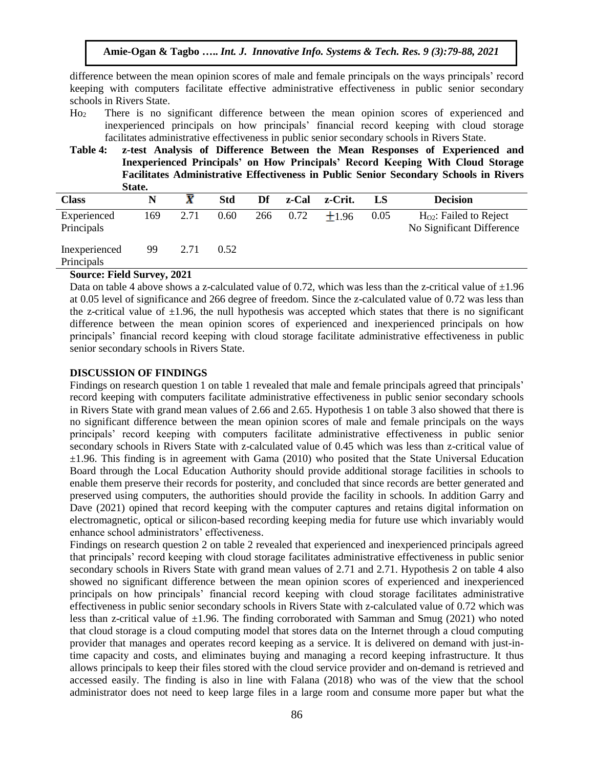difference between the mean opinion scores of male and female principals on the ways principals' record keeping with computers facilitate effective administrative effectiveness in public senior secondary schools in Rivers State.

$H_{O2}$ There is no significant difference between the mean opinion scores of experienced and inexperienced principals on how principals' financial record keeping with cloud storage facilitates administrative effectiveness in public senior secondary schools in Rivers State.

**Table 4: z-test Analysis of Difference Between the Mean Responses of Experienced and Inexperienced Principals' on How Principals' Record Keeping With Cloud Storage Facilitates Administrative Effectiveness in Public Senior Secondary Schools in Rivers State.**

| Class | N | $\bar{X}$ | Std | Df | z-Cal | z-Crit. | LS | Decision |
|---|---|---|---|---|---|---|---|---|
| Experienced Principals | 169 | 2.71 | 0.60 | 266 | 0.72 | $\pm1.96$ | 0.05 | $H_{O2}$: Failed to Reject No Significant Difference |
| Inexperienced Principals | 99 | 2.71 | 0.52 | | | | | |

**Source: Field Survey, 2021**

Data on table 4 above shows a z-calculated value of 0.72, which was less than the z-critical value of ±1.96 at 0.05 level of significance and 266 degree of freedom. Since the z-calculated value of 0.72 was less than the z-critical value of ±1.96, the null hypothesis was accepted which states that there is no significant difference between the mean opinion scores of experienced and inexperienced principals on how principals' financial record keeping with cloud storage facilitate administrative effectiveness in public senior secondary schools in Rivers State.

## DISCUSSION OF FINDINGS

Findings on research question 1 on table 1 revealed that male and female principals agreed that principals' record keeping with computers facilitate administrative effectiveness in public senior secondary schools in Rivers State with grand mean values of 2.66 and 2.65. Hypothesis 1 on table 3 also showed that there is no significant difference between the mean opinion scores of male and female principals on the ways principals' record keeping with computers facilitate administrative effectiveness in public senior secondary schools in Rivers State with z-calculated value of 0.45 which was less than z-critical value of ±1.96. This finding is in agreement with Gama (2010) who posited that the State Universal Education Board through the Local Education Authority should provide additional storage facilities in schools to enable them preserve their records for posterity, and concluded that since records are better generated and preserved using computers, the authorities should provide the facility in schools. In addition Garry and Dave (2021) opined that record keeping with the computer captures and retains digital information on electromagnetic, optical or silicon-based recording keeping media for future use which invariably would enhance school administrators' effectiveness.

Findings on research question 2 on table 2 revealed that experienced and inexperienced principals agreed that principals' record keeping with cloud storage facilitates administrative effectiveness in public senior secondary schools in Rivers State with grand mean values of 2.71 and 2.71. Hypothesis 2 on table 4 also showed no significant difference between the mean opinion scores of experienced and inexperienced principals on how principals' financial record keeping with cloud storage facilitates administrative effectiveness in public senior secondary schools in Rivers State with z-calculated value of 0.72 which was less than z-critical value of ±1.96. The finding corroborated with Samman and Smug (2021) who noted that cloud storage is a cloud computing model that stores data on the Internet through a cloud computing provider that manages and operates record keeping as a service. It is delivered on demand with just-in-time capacity and costs, and eliminates buying and managing a record keeping infrastructure. It thus allows principals to keep their files stored with the cloud service provider and on-demand is retrieved and accessed easily. The finding is also in line with Falana (2018) who was of the view that the school administrator does not need to keep large files in a large room and consume more paper but what the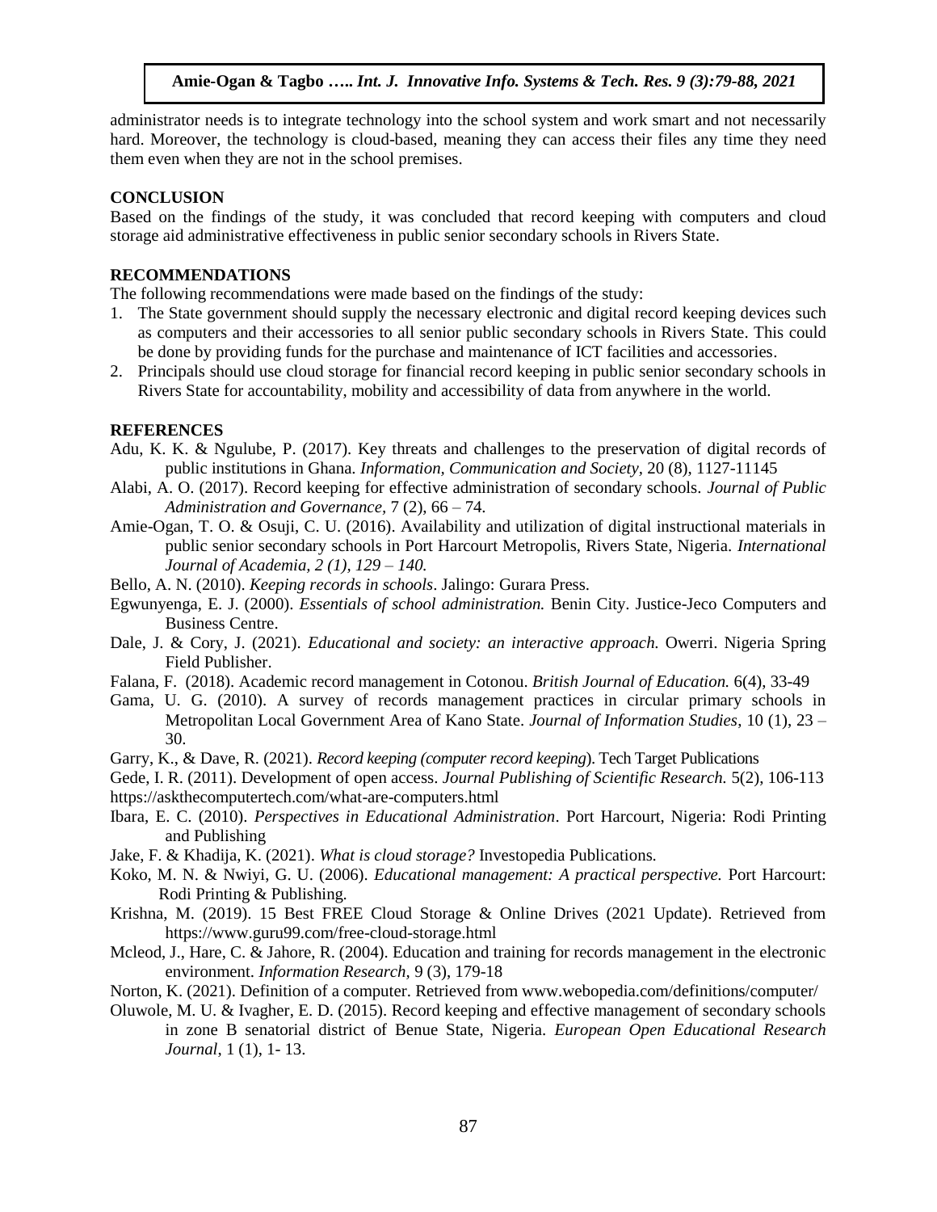administrator needs is to integrate technology into the school system and work smart and not necessarily hard. Moreover, the technology is cloud-based, meaning they can access their files any time they need them even when they are not in the school premises.

## CONCLUSION

Based on the findings of the study, it was concluded that record keeping with computers and cloud storage aid administrative effectiveness in public senior secondary schools in Rivers State.

## RECOMMENDATIONS

The following recommendations were made based on the findings of the study:

1. The State government should supply the necessary electronic and digital record keeping devices such as computers and their accessories to all senior public secondary schools in Rivers State. This could be done by providing funds for the purchase and maintenance of ICT facilities and accessories.
2. Principals should use cloud storage for financial record keeping in public senior secondary schools in Rivers State for accountability, mobility and accessibility of data from anywhere in the world.

## REFERENCES

Adu, K. K. & Ngulube, P. (2017). Key threats and challenges to the preservation of digital records of public institutions in Ghana. *Information, Communication and Society,* 20 (8), 1127-11145

Alabi, A. O. (2017). Record keeping for effective administration of secondary schools. *Journal of Public Administration and Governance,* 7 (2), 66 – 74.

Amie-Ogan, T. O. & Osuji, C. U. (2016). Availability and utilization of digital instructional materials in public senior secondary schools in Port Harcourt Metropolis, Rivers State, Nigeria. *International Journal of Academia, 2 (1), 129 – 140.*

Bello, A. N. (2010). *Keeping records in schools*. Jalingo: Gurara Press.

Egwunyenga, E. J. (2000). *Essentials of school administration.* Benin City. Justice-Jeco Computers and Business Centre.

Dale, J. & Cory, J. (2021). *Educational and society: an interactive approach.* Owerri. Nigeria Spring Field Publisher.

Falana, F. (2018). Academic record management in Cotonou. *British Journal of Education.* 6(4), 33-49

Gama, U. G. (2010). A survey of records management practices in circular primary schools in Metropolitan Local Government Area of Kano State. *Journal of Information Studies,* 10 (1), 23 – 30.

Garry, K., & Dave, R. (2021). *Record keeping (computer record keeping*). Tech Target Publications

Gede, I. R. (2011). Development of open access. *Journal Publishing of Scientific Research.* 5(2), 106-113 https://askthecomputertech.com/what-are-computers.html

Ibara, E. C. (2010). *Perspectives in Educational Administration*. Port Harcourt, Nigeria: Rodi Printing and Publishing

Jake, F. & Khadija, K. (2021). *What is cloud storage?* Investopedia Publications.

Koko, M. N. & Nwiyi, G. U. (2006). *Educational management: A practical perspective.* Port Harcourt: Rodi Printing & Publishing.

Krishna, M. (2019). 15 Best FREE Cloud Storage & Online Drives (2021 Update). Retrieved from https://www.guru99.com/free-cloud-storage.html

Mcleod, J., Hare, C. & Jahore, R. (2004). Education and training for records management in the electronic environment. *Information Research,* 9 (3), 179-18

Norton, K. (2021). Definition of a computer. Retrieved from www.webopedia.com/definitions/computer/

Oluwole, M. U. & Ivagher, E. D. (2015). Record keeping and effective management of secondary schools in zone B senatorial district of Benue State, Nigeria. *European Open Educational Research Journal*, 1 (1), 1- 13.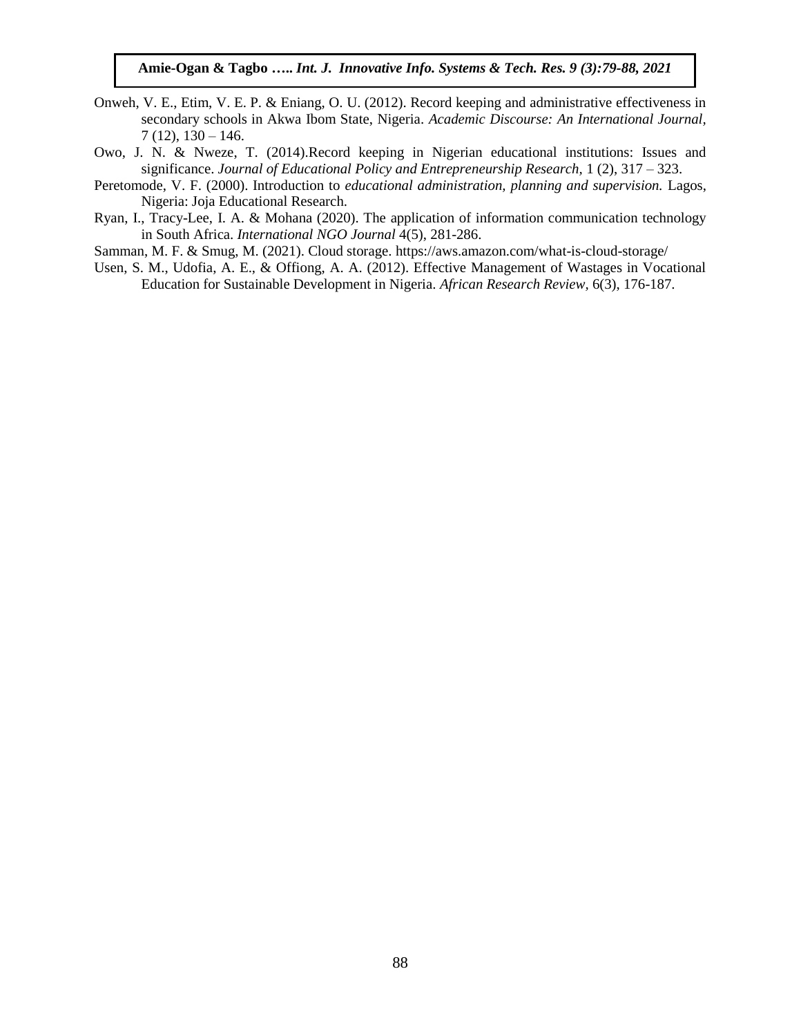Onweh, V. E., Etim, V. E. P. & Eniang, O. U. (2012). Record keeping and administrative effectiveness in secondary schools in Akwa Ibom State, Nigeria. *Academic Discourse: An International Journal*, 7 (12), 130 – 146.

Owo, J. N. & Nweze, T. (2014).Record keeping in Nigerian educational institutions: Issues and significance. *Journal of Educational Policy and Entrepreneurship Research*, 1 (2), 317 – 323.

Peretomode, V. F. (2000). Introduction to *educational administration, planning and supervision.* Lagos, Nigeria: Joja Educational Research.

Ryan, I., Tracy-Lee, I. A. & Mohana (2020). The application of information communication technology in South Africa. *International NGO Journal* 4(5), 281-286.

Samman, M. F. & Smug, M. (2021). Cloud storage. https://aws.amazon.com/what-is-cloud-storage/

Usen, S. M., Udofia, A. E., & Offiong, A. A. (2012). Effective Management of Wastages in Vocational Education for Sustainable Development in Nigeria. *African Research Review*, 6(3), 176-187.